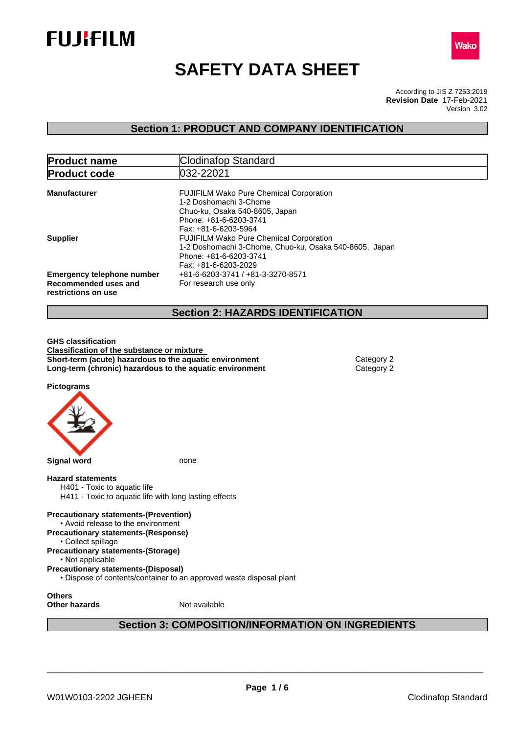FUJIFILM

Wako

# SAFETY DATA SHEET

According to JIS Z 7253:2019
**Revision Date** 17-Feb-2021
Version 3.02

## Section 1: PRODUCT AND COMPANY IDENTIFICATION

| **Product name** | Clodinafop Standard |
|---|---|
| **Product code** | 032-22021 |

**Manufacturer**
FUJIFILM Wako Pure Chemical Corporation
1-2 Doshomachi 3-Chome
Chuo-ku, Osaka 540-8605, Japan
Phone: +81-6-6203-3741
Fax: +81-6-6203-5964

**Supplier**
FUJIFILM Wako Pure Chemical Corporation
1-2 Doshomachi 3-Chome, Chuo-ku, Osaka 540-8605, Japan
Phone: +81-6-6203-3741
Fax: +81-6-6203-2029

**Emergency telephone number** +81-6-6203-3741 / +81-3-3270-8571

**Recommended uses and restrictions on use** For research use only

## Section 2: HAZARDS IDENTIFICATION

**GHS classification**

**Classification of the substance or mixture**

| | |
|---|---|
| **Short-term (acute) hazardous to the aquatic environment** | Category 2 |
| **Long-term (chronic) hazardous to the aquatic environment** | Category 2 |

**Pictograms**

**Signal word** none

**Hazard statements**
- H401 - Toxic to aquatic life
- H411 - Toxic to aquatic life with long lasting effects

**Precautionary statements-(Prevention)**
- Avoid release to the environment

**Precautionary statements-(Response)**
- Collect spillage

**Precautionary statements-(Storage)**
- Not applicable

**Precautionary statements-(Disposal)**
- Dispose of contents/container to an approved waste disposal plant

**Others**

**Other hazards** Not available

## Section 3: COMPOSITION/INFORMATION ON INGREDIENTS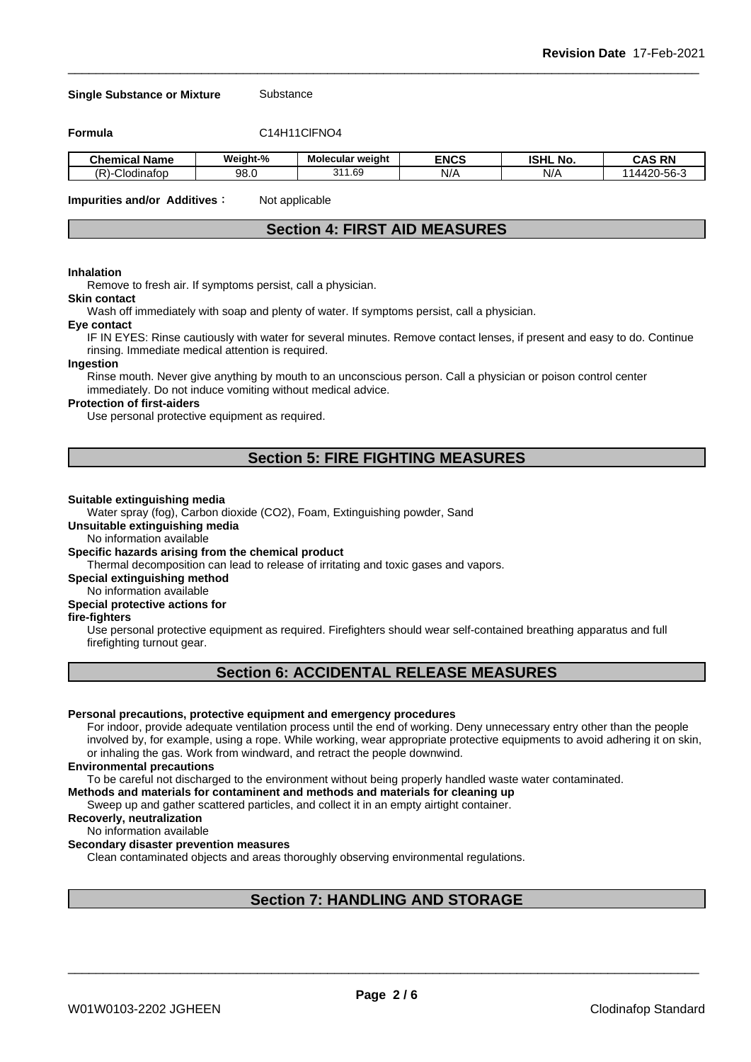**Single Substance or Mixture** Substance

**Formula** C14H11ClFNO4

| Chemical Name | Weight-% | Molecular weight | ENCS | ISHL No. | CAS RN |
|---|---|---|---|---|---|
| (R)-Clodinafop | 98.0 | 311.69 | N/A | N/A | 114420-56-3 |

**Impurities and/or Additives：** Not applicable

## Section 4: FIRST AID MEASURES

**Inhalation**
Remove to fresh air. If symptoms persist, call a physician.

**Skin contact**
Wash off immediately with soap and plenty of water. If symptoms persist, call a physician.

**Eye contact**
IF IN EYES: Rinse cautiously with water for several minutes. Remove contact lenses, if present and easy to do. Continue rinsing. Immediate medical attention is required.

**Ingestion**
Rinse mouth. Never give anything by mouth to an unconscious person. Call a physician or poison control center immediately. Do not induce vomiting without medical advice.

**Protection of first-aiders**
Use personal protective equipment as required.

## Section 5: FIRE FIGHTING MEASURES

**Suitable extinguishing media**
Water spray (fog), Carbon dioxide (CO2), Foam, Extinguishing powder, Sand

**Unsuitable extinguishing media**
No information available

**Specific hazards arising from the chemical product**
Thermal decomposition can lead to release of irritating and toxic gases and vapors.

**Special extinguishing method**
No information available

**Special protective actions for fire-fighters**
Use personal protective equipment as required. Firefighters should wear self-contained breathing apparatus and full firefighting turnout gear.

## Section 6: ACCIDENTAL RELEASE MEASURES

**Personal precautions, protective equipment and emergency procedures**
For indoor, provide adequate ventilation process until the end of working. Deny unnecessary entry other than the people involved by, for example, using a rope. While working, wear appropriate protective equipments to avoid adhering it on skin, or inhaling the gas. Work from windward, and retract the people downwind.

**Environmental precautions**
To be careful not discharged to the environment without being properly handled waste water contaminated.

**Methods and materials for contaminent and methods and materials for cleaning up**
Sweep up and gather scattered particles, and collect it in an empty airtight container.

**Recoverly, neutralization**
No information available

**Secondary disaster prevention measures**
Clean contaminated objects and areas thoroughly observing environmental regulations.

## Section 7: HANDLING AND STORAGE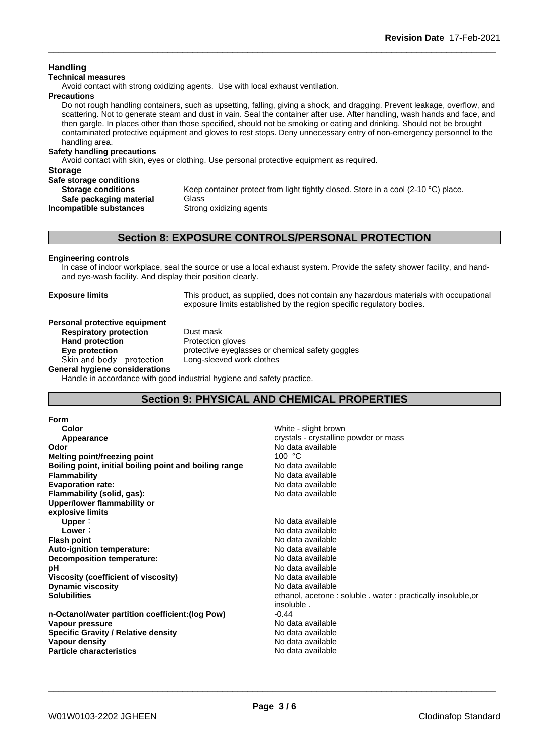## Handling

**Technical measures**

Avoid contact with strong oxidizing agents. Use with local exhaust ventilation.

**Precautions**

Do not rough handling containers, such as upsetting, falling, giving a shock, and dragging. Prevent leakage, overflow, and scattering. Not to generate steam and dust in vain. Seal the container after use. After handling, wash hands and face, and then gargle. In places other than those specified, should not be smoking or eating and drinking. Should not be brought contaminated protective equipment and gloves to rest stops. Deny unnecessary entry of non-emergency personnel to the handling area.

**Safety handling precautions**

Avoid contact with skin, eyes or clothing. Use personal protective equipment as required.

## Storage

**Safe storage conditions**

| | |
|---|---|
| **Storage conditions** | Keep container protect from light tightly closed. Store in a cool (2-10 °C) place. |
| **Safe packaging material** | Glass |
| **Incompatible substances** | Strong oxidizing agents |

## Section 8: EXPOSURE CONTROLS/PERSONAL PROTECTION

**Engineering controls**

In case of indoor workplace, seal the source or use a local exhaust system. Provide the safety shower facility, and hand- and eye-wash facility. And display their position clearly.

**Exposure limits** This product, as supplied, does not contain any hazardous materials with occupational exposure limits established by the region specific regulatory bodies.

**Personal protective equipment**

| | |
|---|---|
| **Respiratory protection** | Dust mask |
| **Hand protection** | Protection gloves |
| **Eye protection** | protective eyeglasses or chemical safety goggles |
| Skin and body protection | Long-sleeved work clothes |

**General hygiene considerations**

Handle in accordance with good industrial hygiene and safety practice.

## Section 9: PHYSICAL AND CHEMICAL PROPERTIES

| | |
|---|---|
| **Form** | |
| **Color** | White - slight brown |
| **Appearance** | crystals - crystalline powder or mass |
| **Odor** | No data available |
| **Melting point/freezing point** | 100 °C |
| **Boiling point, initial boiling point and boiling range** | No data available |
| **Flammability** | No data available |
| **Evaporation rate:** | No data available |
| **Flammability (solid, gas):** | No data available |
| **Upper/lower flammability or explosive limits** | |
| **Upper**: | No data available |
| **Lower**: | No data available |
| **Flash point** | No data available |
| **Auto-ignition temperature:** | No data available |
| **Decomposition temperature:** | No data available |
| **pH** | No data available |
| **Viscosity (coefficient of viscosity)** | No data available |
| **Dynamic viscosity** | No data available |
| **Solubilities** | ethanol, acetone : soluble . water : practically insoluble,or insoluble . |
| **n-Octanol/water partition coefficient:(log Pow)** | -0.44 |
| **Vapour pressure** | No data available |
| **Specific Gravity / Relative density** | No data available |
| **Vapour density** | No data available |
| **Particle characteristics** | No data available |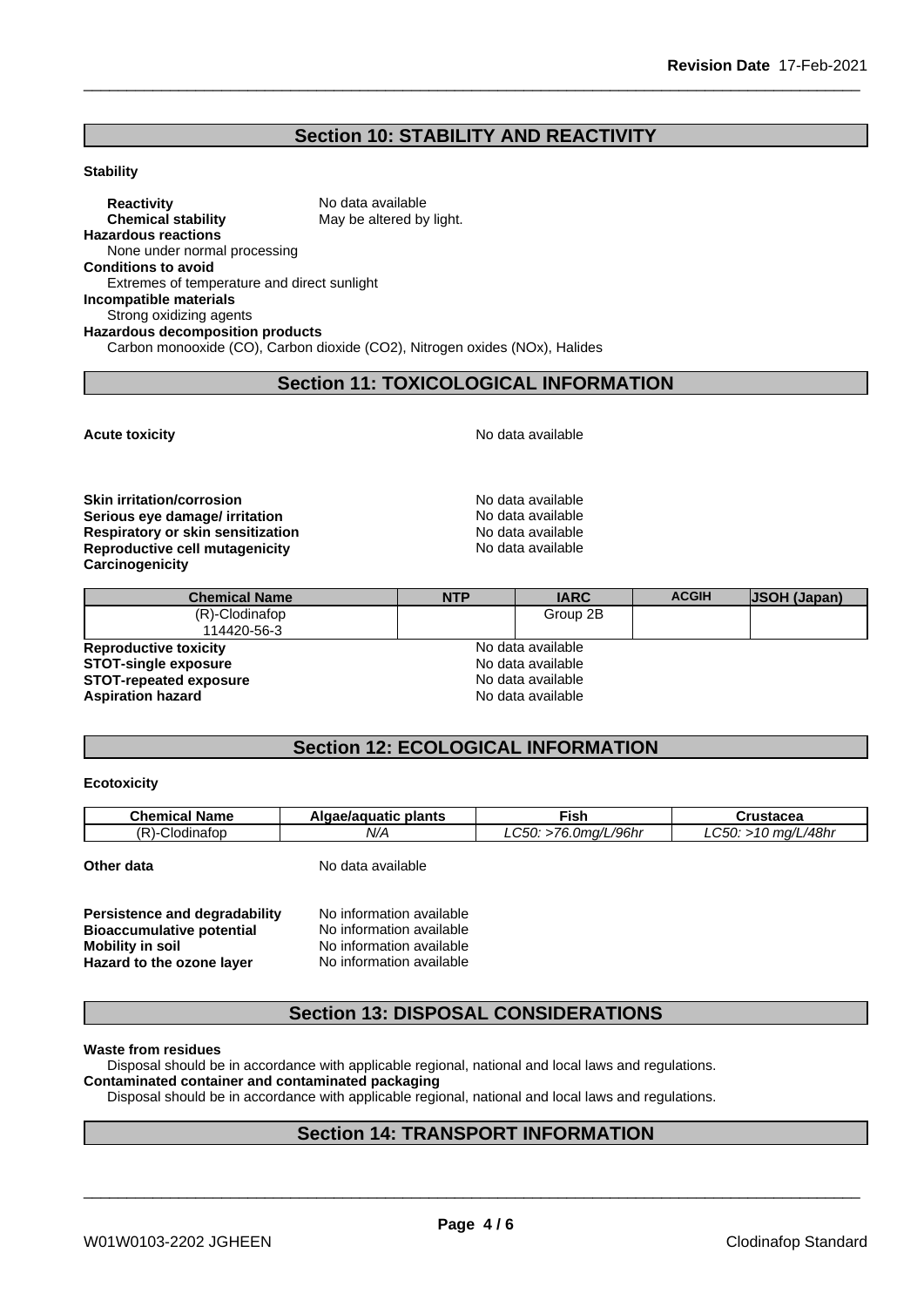## Section 10: STABILITY AND REACTIVITY

**Stability**

**Reactivity** No data available
**Chemical stability** May be altered by light.

**Hazardous reactions**
None under normal processing

**Conditions to avoid**
Extremes of temperature and direct sunlight

**Incompatible materials**
Strong oxidizing agents

**Hazardous decomposition products**
Carbon monooxide (CO), Carbon dioxide ($CO_2$), Nitrogen oxides ($NO_x$), Halides

## Section 11: TOXICOLOGICAL INFORMATION

**Acute toxicity** No data available

**Skin irritation/corrosion** No data available
**Serious eye damage/ irritation** No data available
**Respiratory or skin sensitization** No data available
**Reproductive cell mutagenicity** No data available
**Carcinogenicity**

| Chemical Name | NTP | IARC | ACGIH | JSOH (Japan) |
|---|---|---|---|---|
| (R)-Clodinafop 114420-56-3 | | Group 2B | | |

**Reproductive toxicity** No data available
**STOT-single exposure** No data available
**STOT-repeated exposure** No data available
**Aspiration hazard** No data available

## Section 12: ECOLOGICAL INFORMATION

**Ecotoxicity**

| Chemical Name | Algae/aquatic plants | Fish | Crustacea |
|---|---|---|---|
| (R)-Clodinafop | *N/A* | *LC50: >76.0mg/L/96hr* | *LC50: >10 mg/L/48hr* |

**Other data** No data available

**Persistence and degradability** No information available
**Bioaccumulative potential** No information available
**Mobility in soil** No information available
**Hazard to the ozone layer** No information available

## Section 13: DISPOSAL CONSIDERATIONS

**Waste from residues**
Disposal should be in accordance with applicable regional, national and local laws and regulations.

**Contaminated container and contaminated packaging**
Disposal should be in accordance with applicable regional, national and local laws and regulations.

## Section 14: TRANSPORT INFORMATION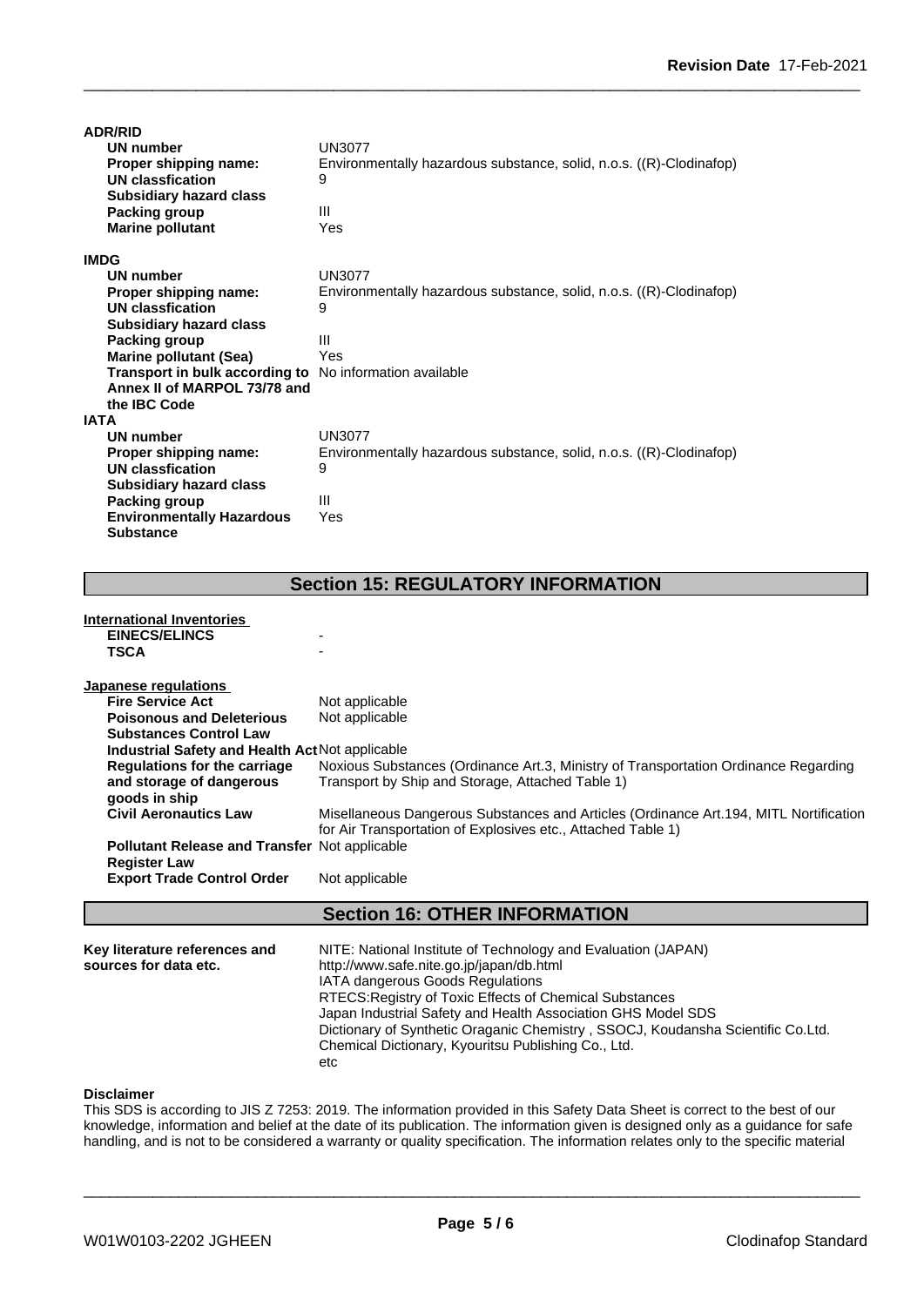**ADR/RID**

| | |
|---|---|
| **UN number** | UN3077 |
| **Proper shipping name:** | Environmentally hazardous substance, solid, n.o.s. ((R)-Clodinafop) |
| **UN classfication** | 9 |
| **Subsidiary hazard class** | |
| **Packing group** | III |
| **Marine pollutant** | Yes |

**IMDG**

| | |
|---|---|
| **UN number** | UN3077 |
| **Proper shipping name:** | Environmentally hazardous substance, solid, n.o.s. ((R)-Clodinafop) |
| **UN classfication** | 9 |
| **Subsidiary hazard class** | |
| **Packing group** | III |
| **Marine pollutant (Sea)** | Yes |
| **Transport in bulk according to Annex II of MARPOL 73/78 and the IBC Code** | No information available |

**IATA**

| | |
|---|---|
| **UN number** | UN3077 |
| **Proper shipping name:** | Environmentally hazardous substance, solid, n.o.s. ((R)-Clodinafop) |
| **UN classfication** | 9 |
| **Subsidiary hazard class** | |
| **Packing group** | III |
| **Environmentally Hazardous Substance** | Yes |

## Section 15: REGULATORY INFORMATION

**International Inventories**

| | |
|---|---|
| **EINECS/ELINCS** | - |
| **TSCA** | - |

**Japanese regulations**

| | |
|---|---|
| **Fire Service Act** | Not applicable |
| **Poisonous and Deleterious Substances Control Law** | Not applicable |
| **Industrial Safety and Health Act** | Not applicable |
| **Regulations for the carriage and storage of dangerous goods in ship** | Noxious Substances (Ordinance Art.3, Ministry of Transportation Ordinance Regarding Transport by Ship and Storage, Attached Table 1) |
| **Civil Aeronautics Law** | Misellaneous Dangerous Substances and Articles (Ordinance Art.194, MITL Nortification for Air Transportation of Explosives etc., Attached Table 1) |
| **Pollutant Release and Transfer Register Law** | Not applicable |
| **Export Trade Control Order** | Not applicable |

## Section 16: OTHER INFORMATION

**Key literature references and sources for data etc.**

NITE: National Institute of Technology and Evaluation (JAPAN)
http://www.safe.nite.go.jp/japan/db.html
IATA dangerous Goods Regulations
RTECS:Registry of Toxic Effects of Chemical Substances
Japan Industrial Safety and Health Association GHS Model SDS
Dictionary of Synthetic Oraganic Chemistry , SSOCJ, Koudansha Scientific Co.Ltd.
Chemical Dictionary, Kyouritsu Publishing Co., Ltd.
etc

**Disclaimer**

This SDS is according to JIS Z 7253: 2019. The information provided in this Safety Data Sheet is correct to the best of our knowledge, information and belief at the date of its publication. The information given is designed only as a guidance for safe handling, and is not to be considered a warranty or quality specification. The information relates only to the specific material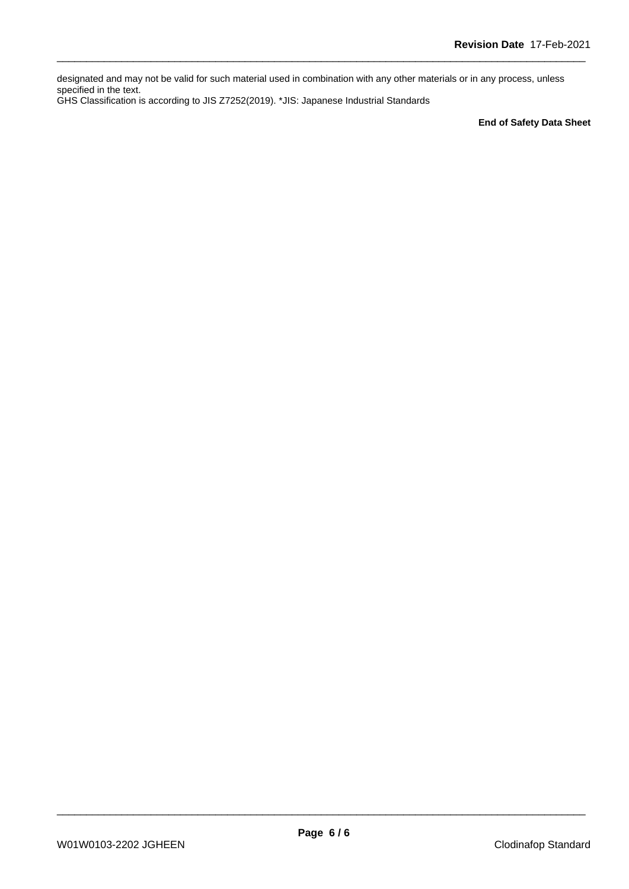designated and may not be valid for such material used in combination with any other materials or in any process, unless specified in the text.
GHS Classification is according to JIS Z7252(2019). *JIS: Japanese Industrial Standards

**End of Safety Data Sheet**